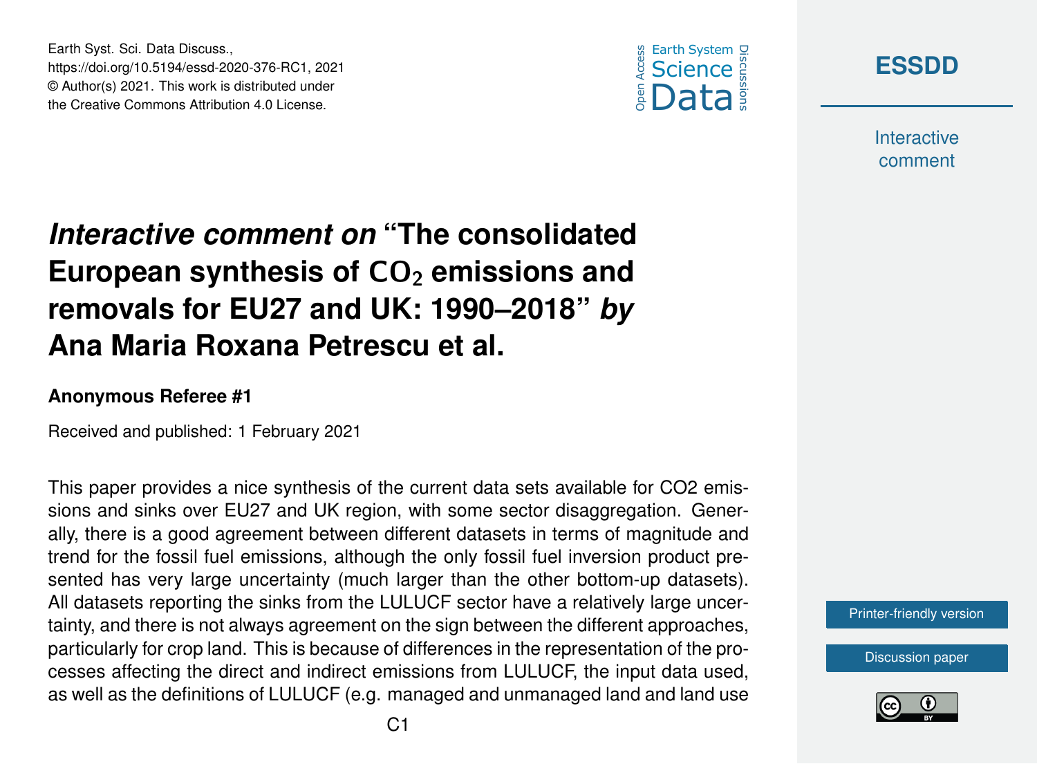Earth Syst. Sci. Data Discuss.,
https://doi.org/10.5194/essd-2020-376-RC1, 2021
© Author(s) 2021. This work is distributed under
the Creative Commons Attribution 4.0 License.

# *Interactive comment on* "The consolidated European synthesis of $CO_2$ emissions and removals for EU27 and UK: 1990–2018" *by* Ana Maria Roxana Petrescu et al.

**Anonymous Referee #1**

Received and published: 1 February 2021

This paper provides a nice synthesis of the current data sets available for CO2 emissions and sinks over EU27 and UK region, with some sector disaggregation. Generally, there is a good agreement between different datasets in terms of magnitude and trend for the fossil fuel emissions, although the only fossil fuel inversion product presented has very large uncertainty (much larger than the other bottom-up datasets). All datasets reporting the sinks from the LULUCF sector have a relatively large uncertainty, and there is not always agreement on the sign between the different approaches, particularly for crop land. This is because of differences in the representation of the processes affecting the direct and indirect emissions from LULUCF, the input data used, as well as the definitions of LULUCF (e.g. managed and unmanaged land and land use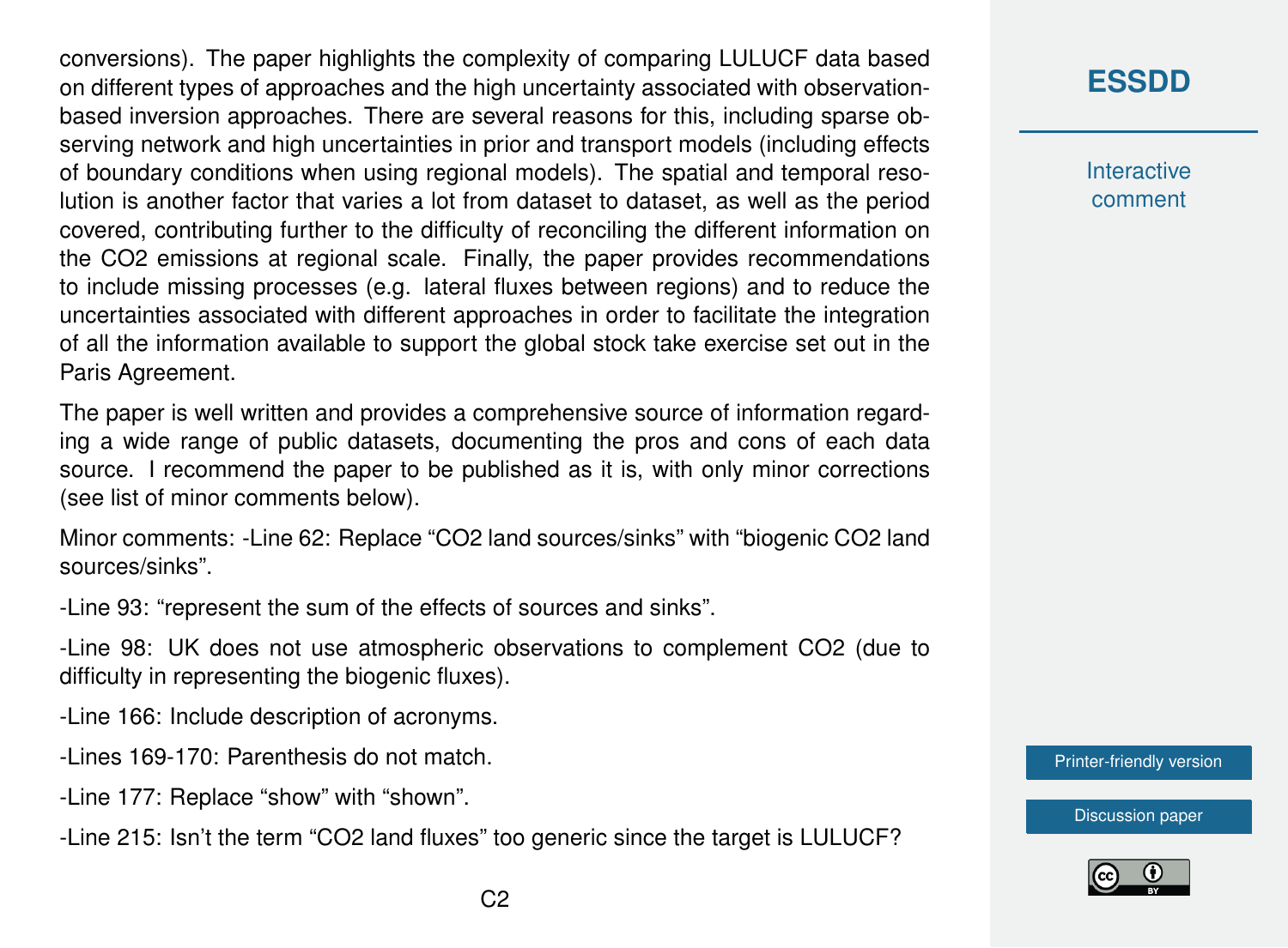conversions). The paper highlights the complexity of comparing LULUCF data based on different types of approaches and the high uncertainty associated with observation-based inversion approaches. There are several reasons for this, including sparse observing network and high uncertainties in prior and transport models (including effects of boundary conditions when using regional models). The spatial and temporal resolution is another factor that varies a lot from dataset to dataset, as well as the period covered, contributing further to the difficulty of reconciling the different information on the $CO_2$ emissions at regional scale. Finally, the paper provides recommendations to include missing processes (e.g. lateral fluxes between regions) and to reduce the uncertainties associated with different approaches in order to facilitate the integration of all the information available to support the global stock take exercise set out in the Paris Agreement.

The paper is well written and provides a comprehensive source of information regarding a wide range of public datasets, documenting the pros and cons of each data source. I recommend the paper to be published as it is, with only minor corrections (see list of minor comments below).

Minor comments: -Line 62: Replace "$CO_2$ land sources/sinks" with "biogenic $CO_2$ land sources/sinks".

-Line 93: "represent the sum of the effects of sources and sinks".

-Line 98: UK does not use atmospheric observations to complement $CO_2$ (due to difficulty in representing the biogenic fluxes).

-Line 166: Include description of acronyms.

-Lines 169-170: Parenthesis do not match.

-Line 177: Replace "show" with "shown".

-Line 215: Isn't the term "$CO_2$ land fluxes" too generic since the target is LULUCF?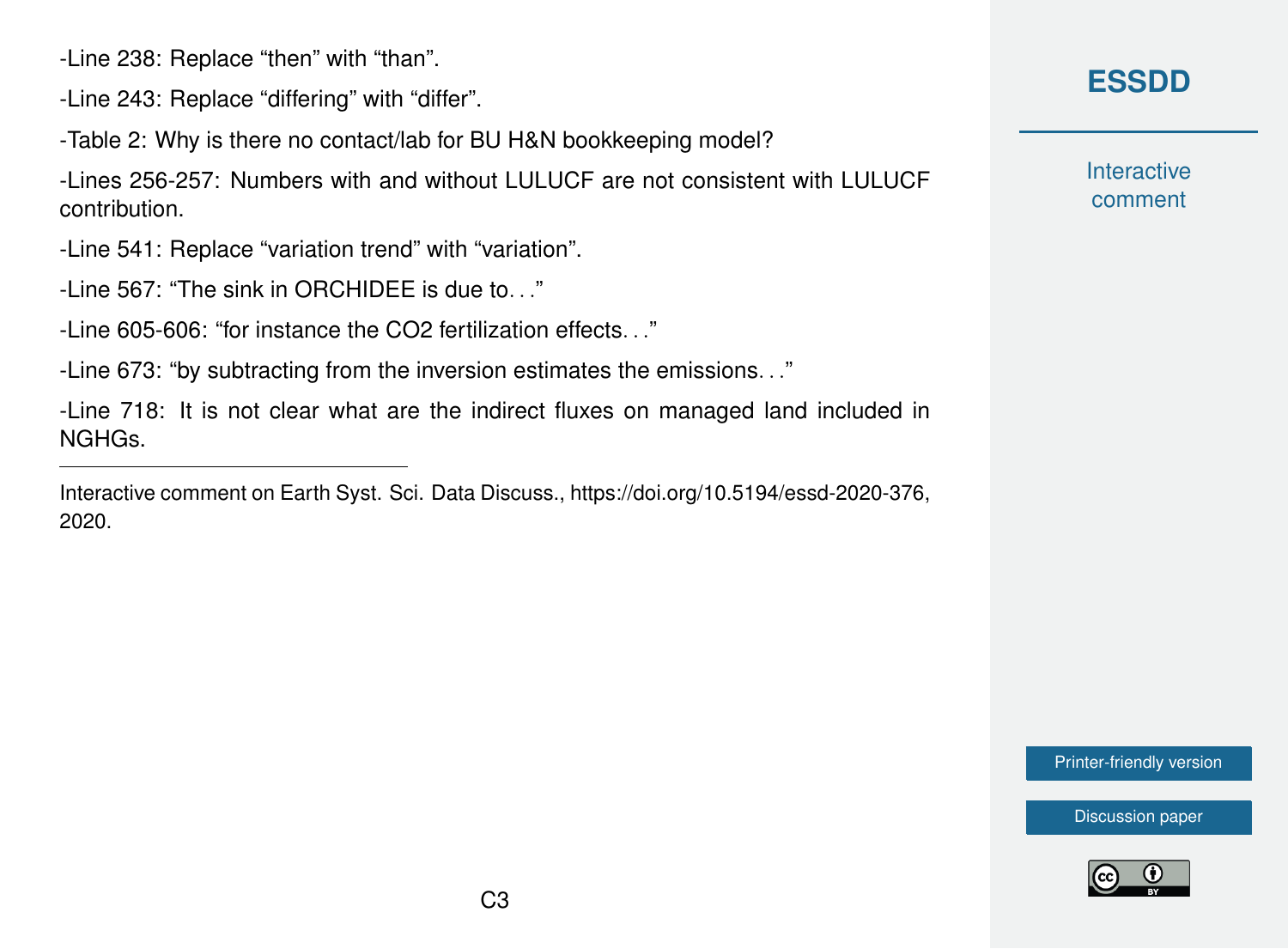-Line 238: Replace “then” with “than”.

-Line 243: Replace “differing” with “differ”.

-Table 2: Why is there no contact/lab for BU H&N bookkeeping model?

-Lines 256-257: Numbers with and without LULUCF are not consistent with LULUCF contribution.

-Line 541: Replace “variation trend” with “variation”.

-Line 567: “The sink in ORCHIDEE is due to. . .”

-Line 605-606: “for instance the $CO_2$ fertilization effects. . .”

-Line 673: “by subtracting from the inversion estimates the emissions. . .”

-Line 718: It is not clear what are the indirect fluxes on managed land included in NGHGs.

---

Interactive comment on Earth Syst. Sci. Data Discuss., https://doi.org/10.5194/essd-2020-376, 2020.